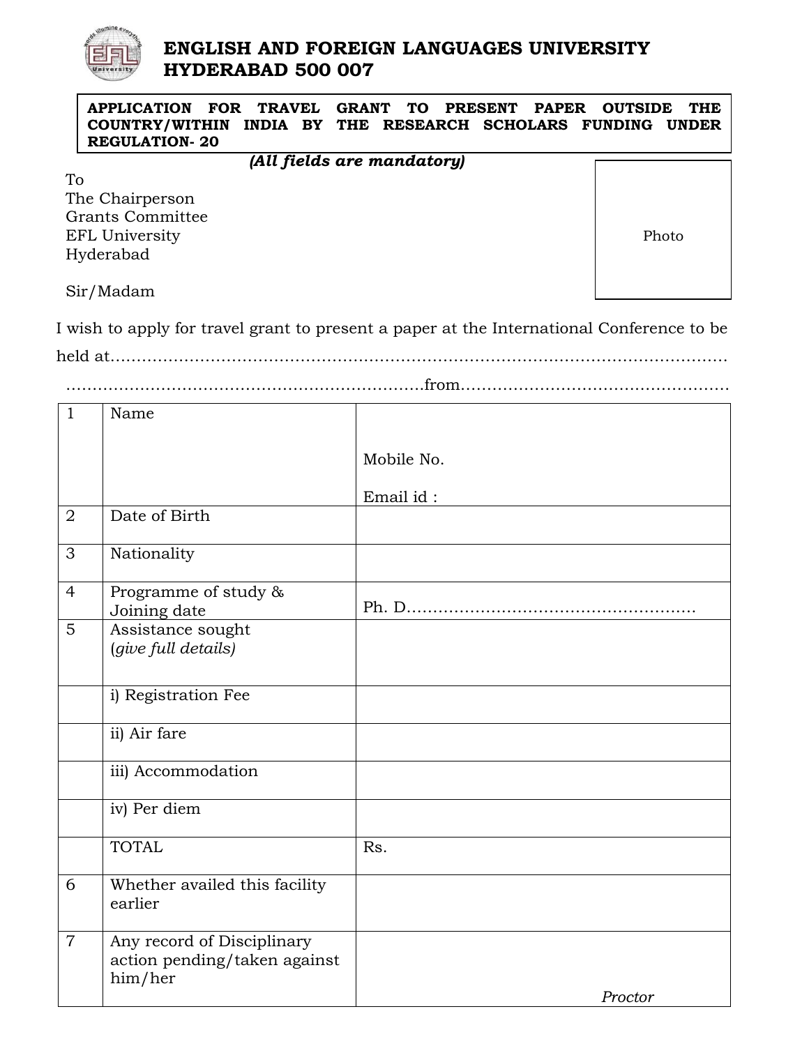# ENGLISH AND FOREIGN LANGUAGES UNIVERSITY
# HYDERABAD 500 007

**APPLICATION FOR TRAVEL GRANT TO PRESENT PAPER OUTSIDE THE COUNTRY/WITHIN INDIA BY THE RESEARCH SCHOLARS FUNDING UNDER REGULATION- 20**

***(All fields are mandatory)***

To
The Chairperson
Grants Committee
EFL University
Hyderabad

Photo

Sir/Madam

I wish to apply for travel grant to present a paper at the International Conference to be held at…………………………………………………………………………………………………………
…………………………………………………………from…………………………………………

| | | |
|---|---|---|
| 1 | Name | Mobile No.<br><br>Email id : |
| 2 | Date of Birth | |
| 3 | Nationality | |
| 4 | Programme of study & Joining date | Ph. D……………………………………………… |
| 5 | Assistance sought (*give full details)* | |
| | i) Registration Fee | |
| | ii) Air fare | |
| | iii) Accommodation | |
| | iv) Per diem | |
| | TOTAL | Rs. |
| 6 | Whether availed this facility earlier | |
| 7 | Any record of Disciplinary action pending/taken against him/her | *Proctor* |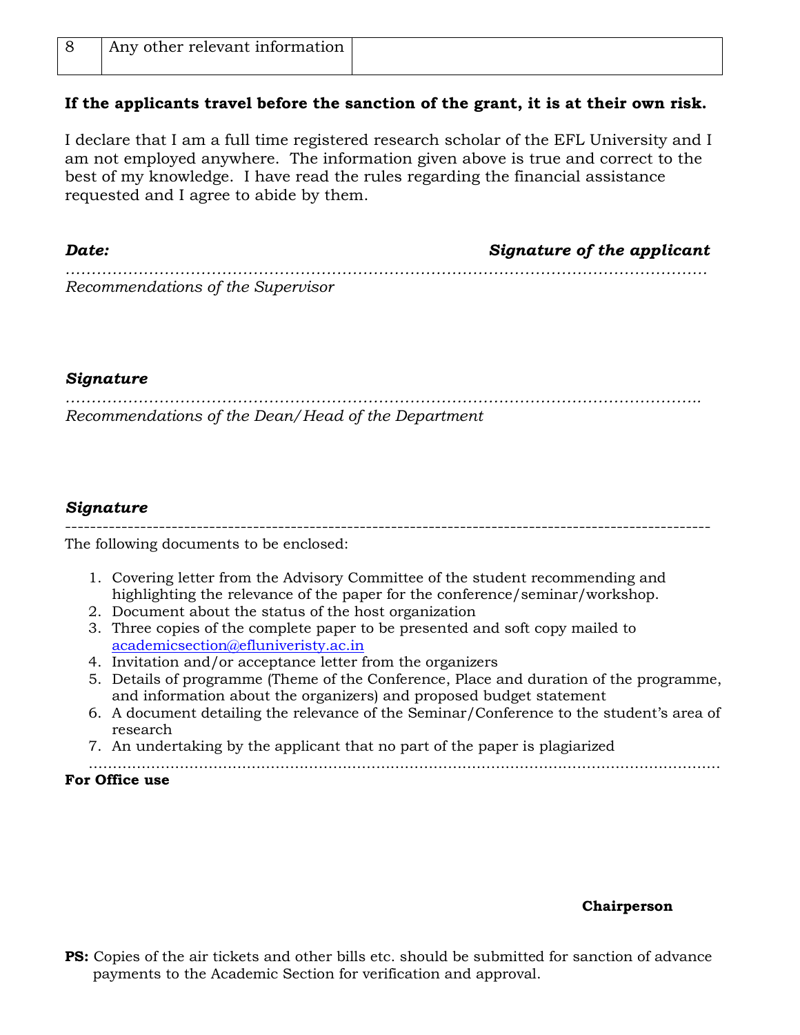| | | |
|---|---|---|
| 8 | Any other relevant information | |

**If the applicants travel before the sanction of the grant, it is at their own risk.**

I declare that I am a full time registered research scholar of the EFL University and I am not employed anywhere. The information given above is true and correct to the best of my knowledge. I have read the rules regarding the financial assistance requested and I agree to abide by them.

***Date:*** ***Signature of the applicant***

……………………………………………………………………………………………………

*Recommendations of the Supervisor*

***Signature***

……………………………………………………………………………………………………

*Recommendations of the Dean/Head of the Department*

***Signature***

---

The following documents to be enclosed:

1. Covering letter from the Advisory Committee of the student recommending and highlighting the relevance of the paper for the conference/seminar/workshop.
2. Document about the status of the host organization
3. Three copies of the complete paper to be presented and soft copy mailed to academicsection@efluniveristy.ac.in
4. Invitation and/or acceptance letter from the organizers
5. Details of programme (Theme of the Conference, Place and duration of the programme, and information about the organizers) and proposed budget statement
6. A document detailing the relevance of the Seminar/Conference to the student's area of research
7. An undertaking by the applicant that no part of the paper is plagiarized

……………………………………………………………………………………………………

**For Office use**

**Chairperson**

**PS:** Copies of the air tickets and other bills etc. should be submitted for sanction of advance payments to the Academic Section for verification and approval.